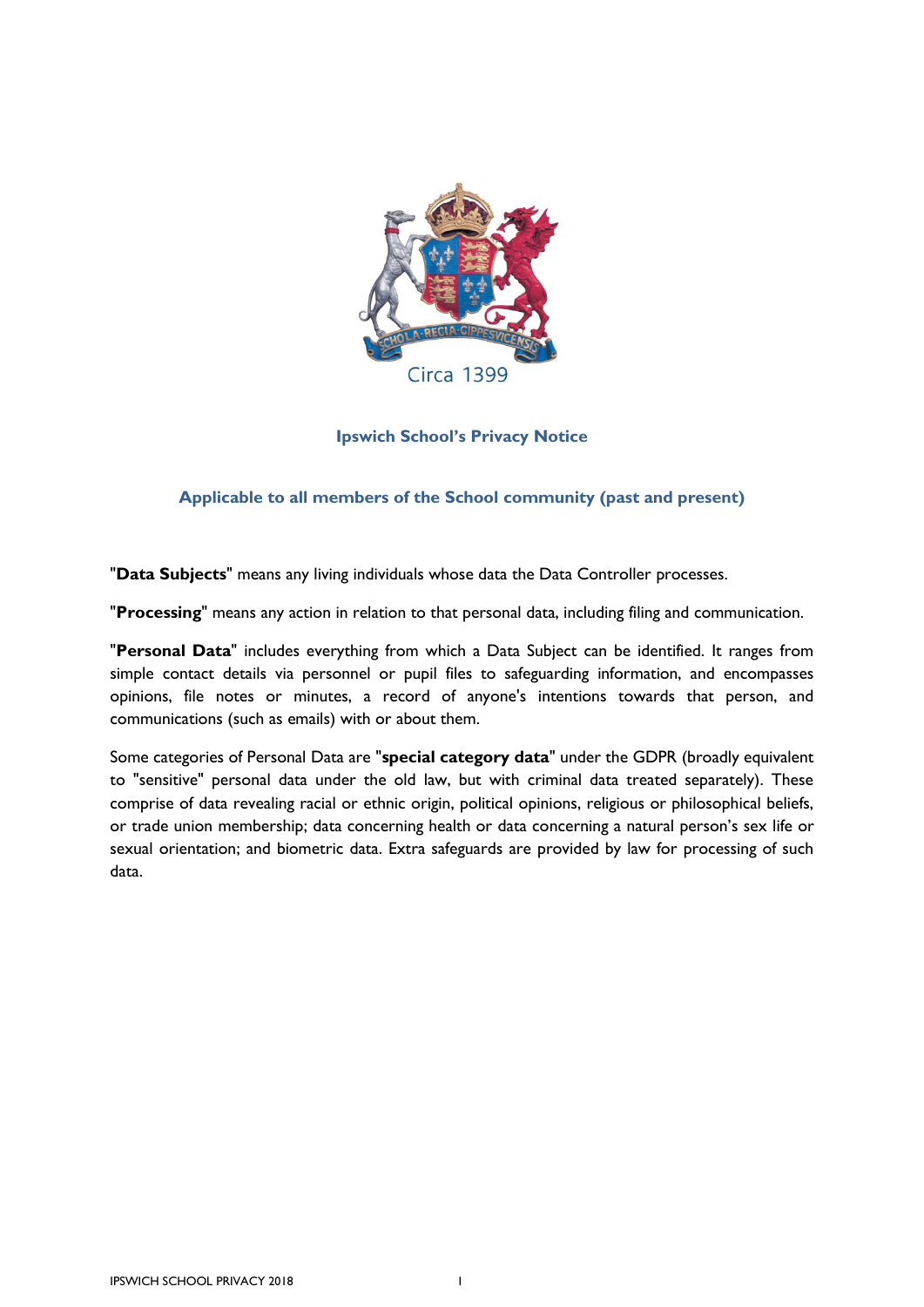Circa 1399

# Ipswich School's Privacy Notice

## Applicable to all members of the School community (past and present)

"**Data Subjects**" means any living individuals whose data the Data Controller processes.

"**Processing**" means any action in relation to that personal data, including filing and communication.

"**Personal Data**" includes everything from which a Data Subject can be identified. It ranges from simple contact details via personnel or pupil files to safeguarding information, and encompasses opinions, file notes or minutes, a record of anyone's intentions towards that person, and communications (such as emails) with or about them.

Some categories of Personal Data are "**special category data**" under the GDPR (broadly equivalent to "sensitive" personal data under the old law, but with criminal data treated separately). These comprise of data revealing racial or ethnic origin, political opinions, religious or philosophical beliefs, or trade union membership; data concerning health or data concerning a natural person's sex life or sexual orientation; and biometric data. Extra safeguards are provided by law for processing of such data.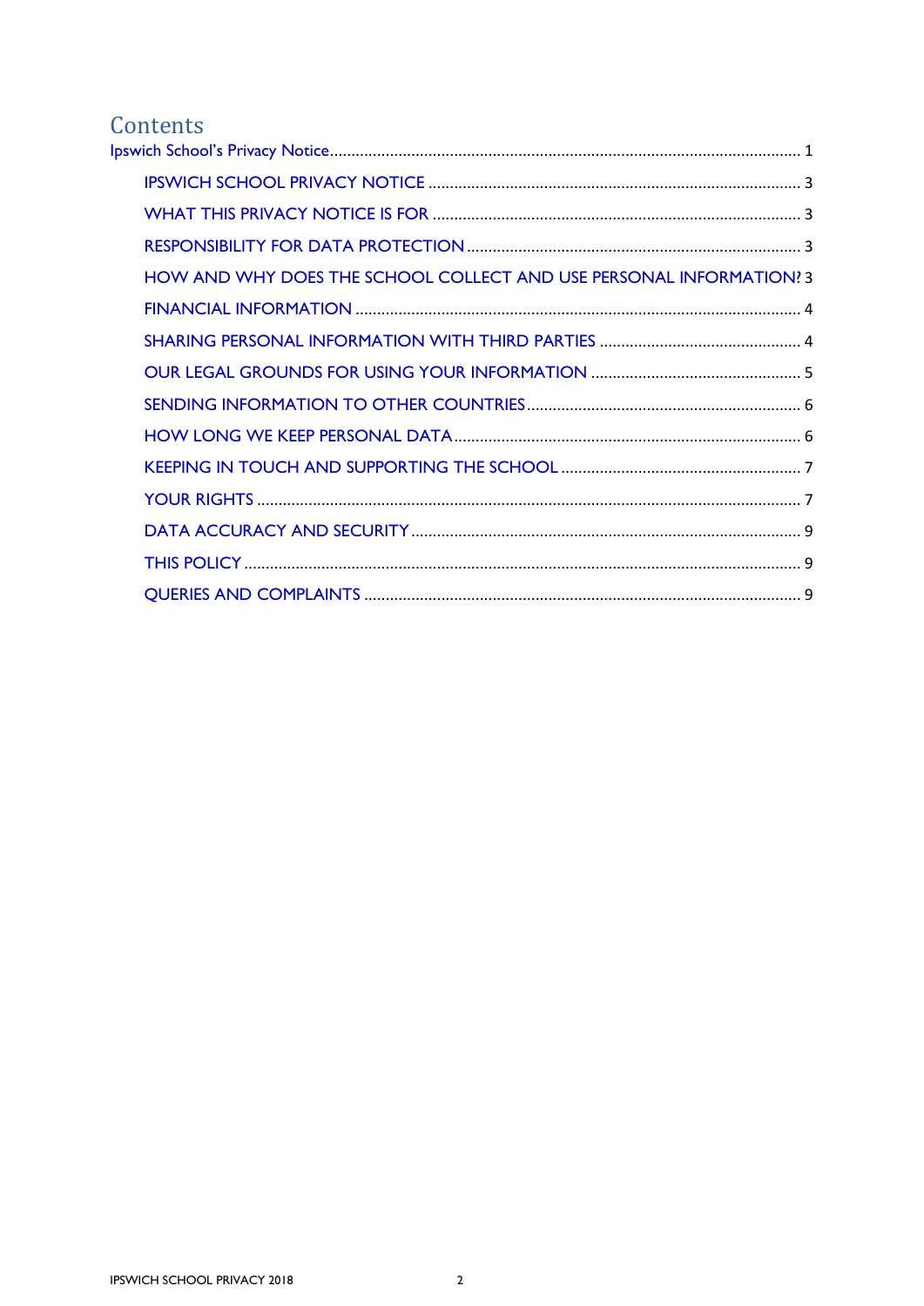# Contents

Ipswich School's Privacy Notice ..... 1

- IPSWICH SCHOOL PRIVACY NOTICE ..... 3
- WHAT THIS PRIVACY NOTICE IS FOR ..... 3
- RESPONSIBILITY FOR DATA PROTECTION ..... 3
- HOW AND WHY DOES THE SCHOOL COLLECT AND USE PERSONAL INFORMATION? 3
- FINANCIAL INFORMATION ..... 4
- SHARING PERSONAL INFORMATION WITH THIRD PARTIES ..... 4
- OUR LEGAL GROUNDS FOR USING YOUR INFORMATION ..... 5
- SENDING INFORMATION TO OTHER COUNTRIES ..... 6
- HOW LONG WE KEEP PERSONAL DATA ..... 6
- KEEPING IN TOUCH AND SUPPORTING THE SCHOOL ..... 7
- YOUR RIGHTS ..... 7
- DATA ACCURACY AND SECURITY ..... 9
- THIS POLICY ..... 9
- QUERIES AND COMPLAINTS ..... 9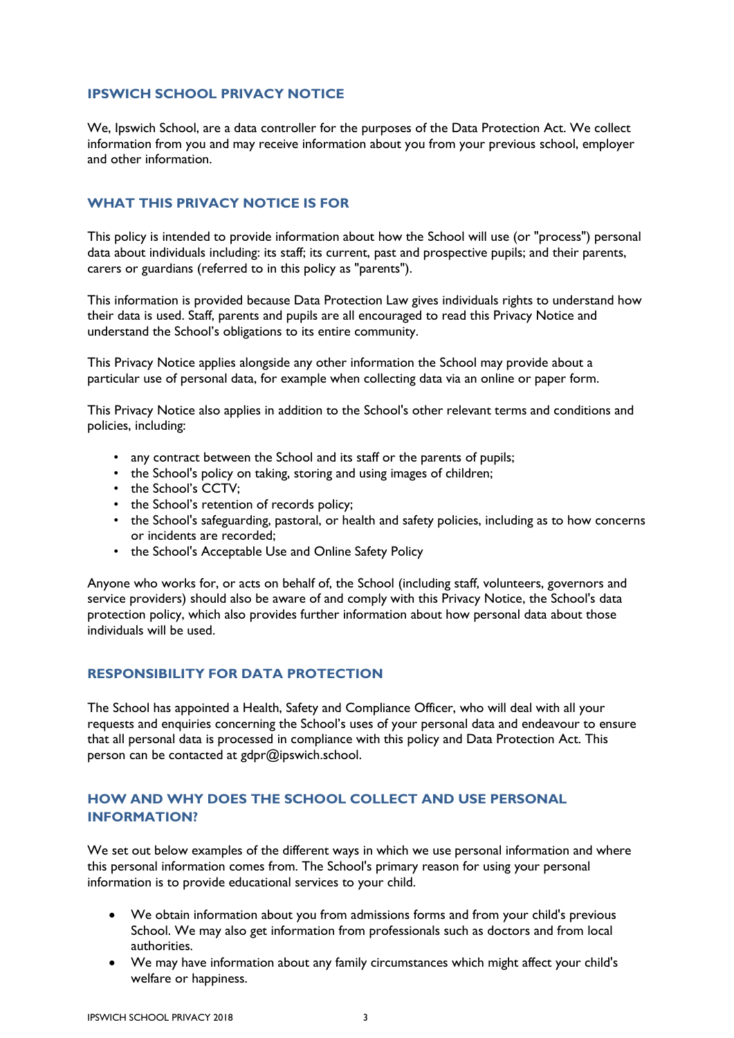## IPSWICH SCHOOL PRIVACY NOTICE

We, Ipswich School, are a data controller for the purposes of the Data Protection Act. We collect information from you and may receive information about you from your previous school, employer and other information.

## WHAT THIS PRIVACY NOTICE IS FOR

This policy is intended to provide information about how the School will use (or "process") personal data about individuals including: its staff; its current, past and prospective pupils; and their parents, carers or guardians (referred to in this policy as "parents").

This information is provided because Data Protection Law gives individuals rights to understand how their data is used. Staff, parents and pupils are all encouraged to read this Privacy Notice and understand the School's obligations to its entire community.

This Privacy Notice applies alongside any other information the School may provide about a particular use of personal data, for example when collecting data via an online or paper form.

This Privacy Notice also applies in addition to the School's other relevant terms and conditions and policies, including:

- any contract between the School and its staff or the parents of pupils;
- the School's policy on taking, storing and using images of children;
- the School's CCTV;
- the School's retention of records policy;
- the School's safeguarding, pastoral, or health and safety policies, including as to how concerns or incidents are recorded;
- the School's Acceptable Use and Online Safety Policy

Anyone who works for, or acts on behalf of, the School (including staff, volunteers, governors and service providers) should also be aware of and comply with this Privacy Notice, the School's data protection policy, which also provides further information about how personal data about those individuals will be used.

## RESPONSIBILITY FOR DATA PROTECTION

The School has appointed a Health, Safety and Compliance Officer, who will deal with all your requests and enquiries concerning the School's uses of your personal data and endeavour to ensure that all personal data is processed in compliance with this policy and Data Protection Act. This person can be contacted at gdpr@ipswich.school.

## HOW AND WHY DOES THE SCHOOL COLLECT AND USE PERSONAL INFORMATION?

We set out below examples of the different ways in which we use personal information and where this personal information comes from. The School's primary reason for using your personal information is to provide educational services to your child.

- We obtain information about you from admissions forms and from your child's previous School. We may also get information from professionals such as doctors and from local authorities.
- We may have information about any family circumstances which might affect your child's welfare or happiness.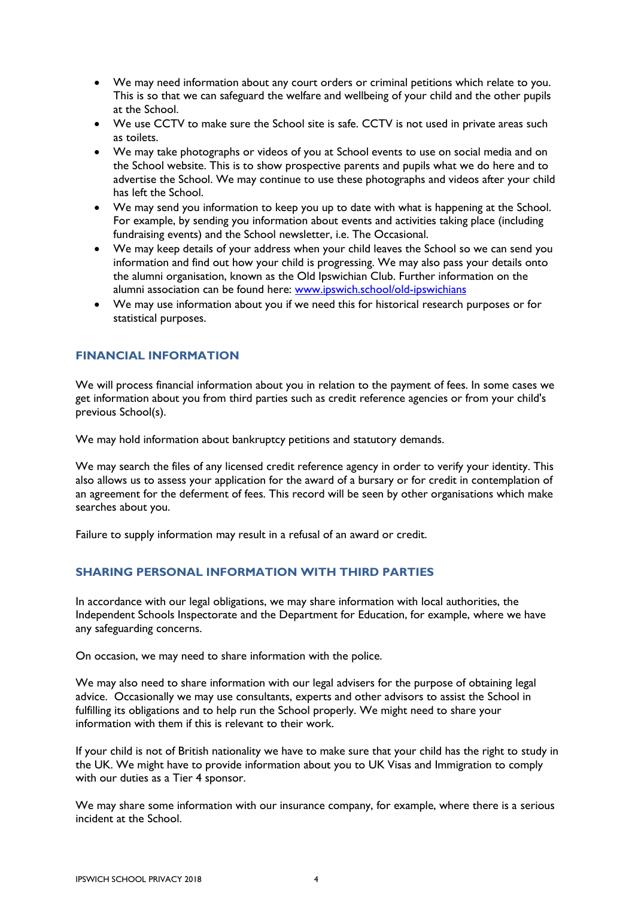- We may need information about any court orders or criminal petitions which relate to you. This is so that we can safeguard the welfare and wellbeing of your child and the other pupils at the School.
- We use CCTV to make sure the School site is safe. CCTV is not used in private areas such as toilets.
- We may take photographs or videos of you at School events to use on social media and on the School website. This is to show prospective parents and pupils what we do here and to advertise the School. We may continue to use these photographs and videos after your child has left the School.
- We may send you information to keep you up to date with what is happening at the School. For example, by sending you information about events and activities taking place (including fundraising events) and the School newsletter, i.e. The Occasional.
- We may keep details of your address when your child leaves the School so we can send you information and find out how your child is progressing. We may also pass your details onto the alumni organisation, known as the Old Ipswichian Club. Further information on the alumni association can be found here: [www.ipswich.school/old-ipswichians](www.ipswich.school/old-ipswichians)
- We may use information about you if we need this for historical research purposes or for statistical purposes.

## FINANCIAL INFORMATION

We will process financial information about you in relation to the payment of fees. In some cases we get information about you from third parties such as credit reference agencies or from your child's previous School(s).

We may hold information about bankruptcy petitions and statutory demands.

We may search the files of any licensed credit reference agency in order to verify your identity. This also allows us to assess your application for the award of a bursary or for credit in contemplation of an agreement for the deferment of fees. This record will be seen by other organisations which make searches about you.

Failure to supply information may result in a refusal of an award or credit.

## SHARING PERSONAL INFORMATION WITH THIRD PARTIES

In accordance with our legal obligations, we may share information with local authorities, the Independent Schools Inspectorate and the Department for Education, for example, where we have any safeguarding concerns.

On occasion, we may need to share information with the police.

We may also need to share information with our legal advisers for the purpose of obtaining legal advice. Occasionally we may use consultants, experts and other advisors to assist the School in fulfilling its obligations and to help run the School properly. We might need to share your information with them if this is relevant to their work.

If your child is not of British nationality we have to make sure that your child has the right to study in the UK. We might have to provide information about you to UK Visas and Immigration to comply with our duties as a Tier 4 sponsor.

We may share some information with our insurance company, for example, where there is a serious incident at the School.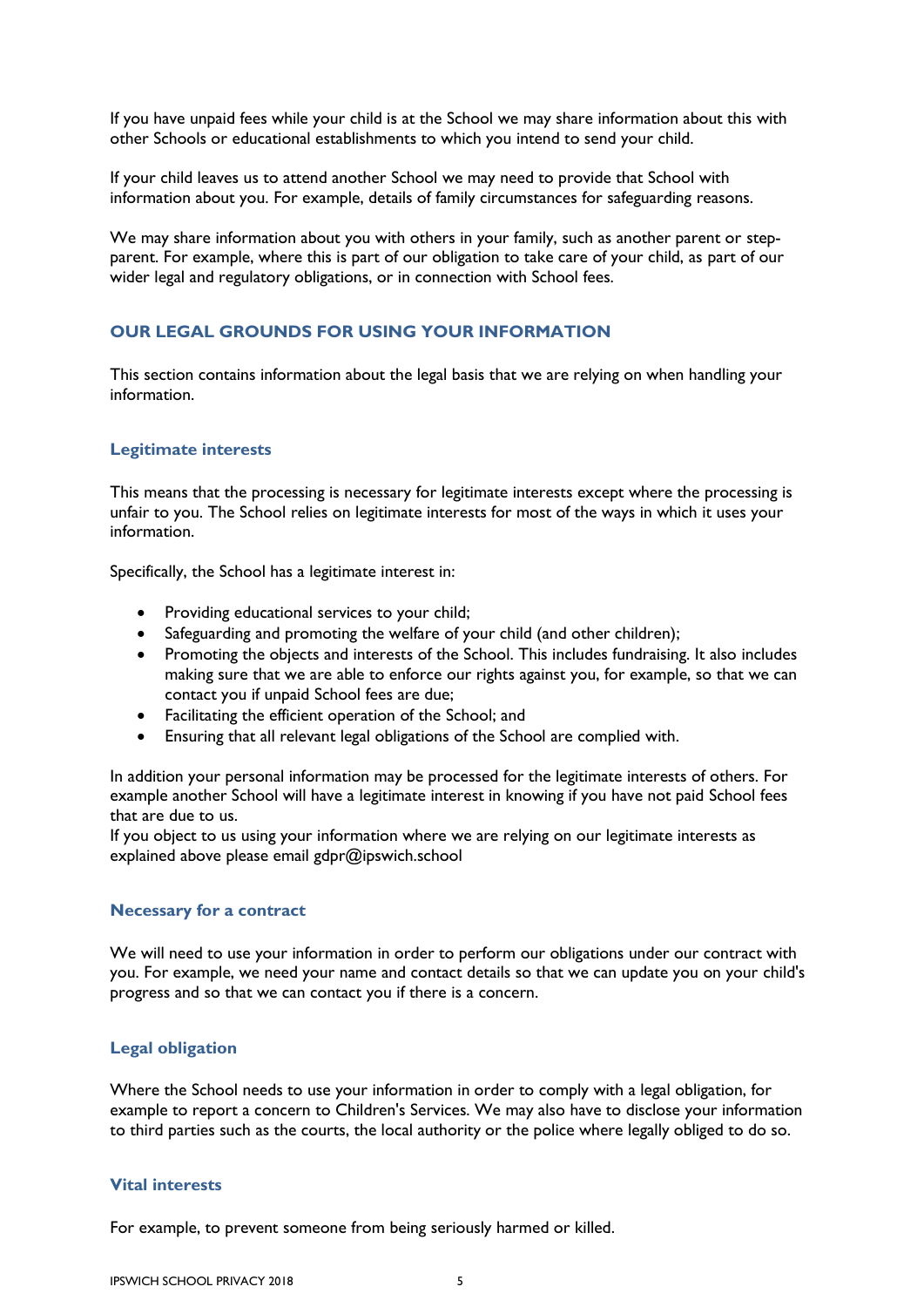If you have unpaid fees while your child is at the School we may share information about this with other Schools or educational establishments to which you intend to send your child.

If your child leaves us to attend another School we may need to provide that School with information about you. For example, details of family circumstances for safeguarding reasons.

We may share information about you with others in your family, such as another parent or step-parent. For example, where this is part of our obligation to take care of your child, as part of our wider legal and regulatory obligations, or in connection with School fees.

## OUR LEGAL GROUNDS FOR USING YOUR INFORMATION

This section contains information about the legal basis that we are relying on when handling your information.

### Legitimate interests

This means that the processing is necessary for legitimate interests except where the processing is unfair to you. The School relies on legitimate interests for most of the ways in which it uses your information.

Specifically, the School has a legitimate interest in:

- Providing educational services to your child;
- Safeguarding and promoting the welfare of your child (and other children);
- Promoting the objects and interests of the School. This includes fundraising. It also includes making sure that we are able to enforce our rights against you, for example, so that we can contact you if unpaid School fees are due;
- Facilitating the efficient operation of the School; and
- Ensuring that all relevant legal obligations of the School are complied with.

In addition your personal information may be processed for the legitimate interests of others. For example another School will have a legitimate interest in knowing if you have not paid School fees that are due to us.
If you object to us using your information where we are relying on our legitimate interests as explained above please email gdpr@ipswich.school

### Necessary for a contract

We will need to use your information in order to perform our obligations under our contract with you. For example, we need your name and contact details so that we can update you on your child's progress and so that we can contact you if there is a concern.

### Legal obligation

Where the School needs to use your information in order to comply with a legal obligation, for example to report a concern to Children's Services. We may also have to disclose your information to third parties such as the courts, the local authority or the police where legally obliged to do so.

### Vital interests

For example, to prevent someone from being seriously harmed or killed.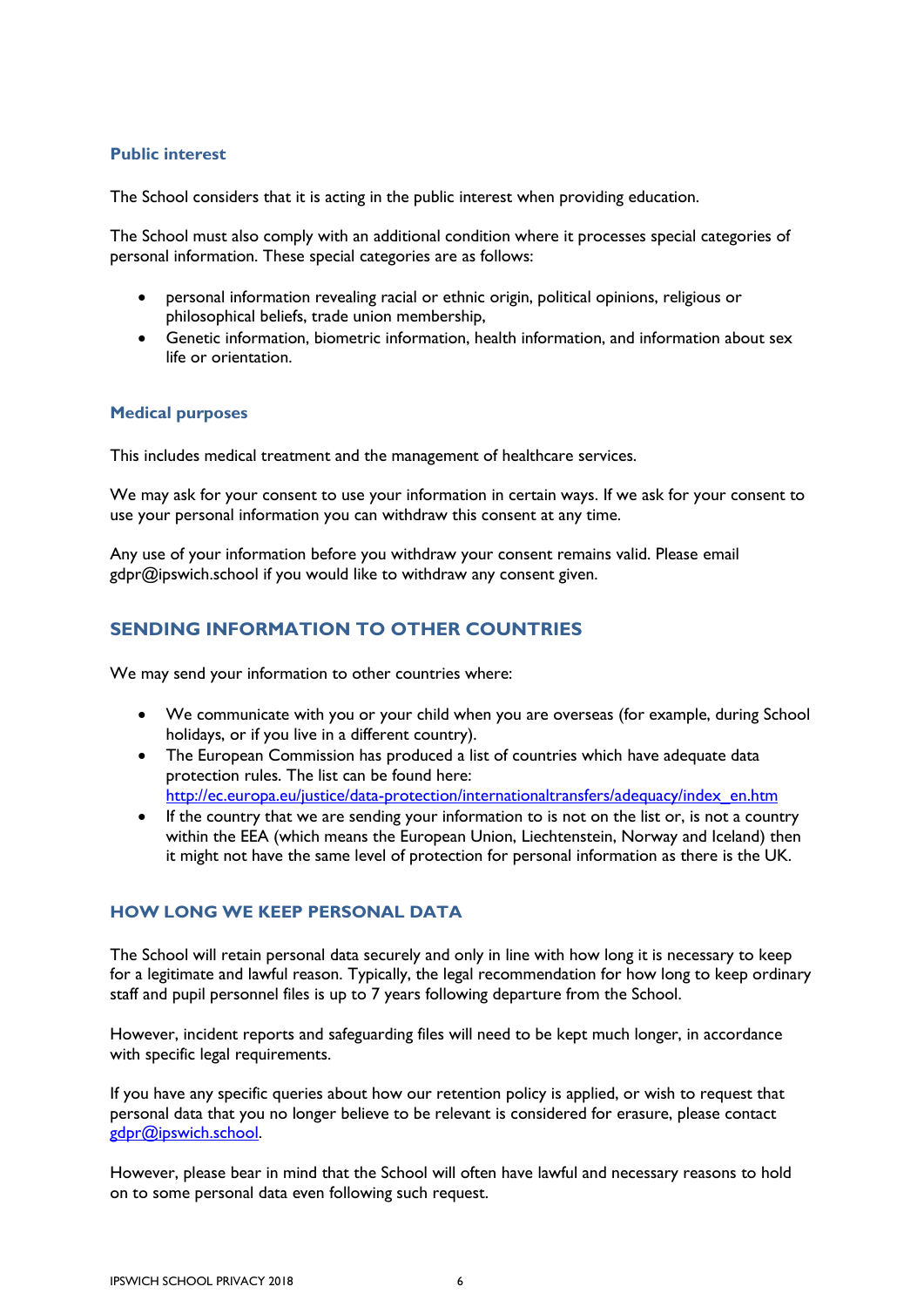### Public interest

The School considers that it is acting in the public interest when providing education.

The School must also comply with an additional condition where it processes special categories of personal information. These special categories are as follows:

- personal information revealing racial or ethnic origin, political opinions, religious or philosophical beliefs, trade union membership,
- Genetic information, biometric information, health information, and information about sex life or orientation.

### Medical purposes

This includes medical treatment and the management of healthcare services.

We may ask for your consent to use your information in certain ways. If we ask for your consent to use your personal information you can withdraw this consent at any time.

Any use of your information before you withdraw your consent remains valid. Please email gdpr@ipswich.school if you would like to withdraw any consent given.

## SENDING INFORMATION TO OTHER COUNTRIES

We may send your information to other countries where:

- We communicate with you or your child when you are overseas (for example, during School holidays, or if you live in a different country).
- The European Commission has produced a list of countries which have adequate data protection rules. The list can be found here: http://ec.europa.eu/justice/data-protection/internationaltransfers/adequacy/index_en.htm
- If the country that we are sending your information to is not on the list or, is not a country within the EEA (which means the European Union, Liechtenstein, Norway and Iceland) then it might not have the same level of protection for personal information as there is the UK.

## HOW LONG WE KEEP PERSONAL DATA

The School will retain personal data securely and only in line with how long it is necessary to keep for a legitimate and lawful reason. Typically, the legal recommendation for how long to keep ordinary staff and pupil personnel files is up to 7 years following departure from the School.

However, incident reports and safeguarding files will need to be kept much longer, in accordance with specific legal requirements.

If you have any specific queries about how our retention policy is applied, or wish to request that personal data that you no longer believe to be relevant is considered for erasure, please contact gdpr@ipswich.school.

However, please bear in mind that the School will often have lawful and necessary reasons to hold on to some personal data even following such request.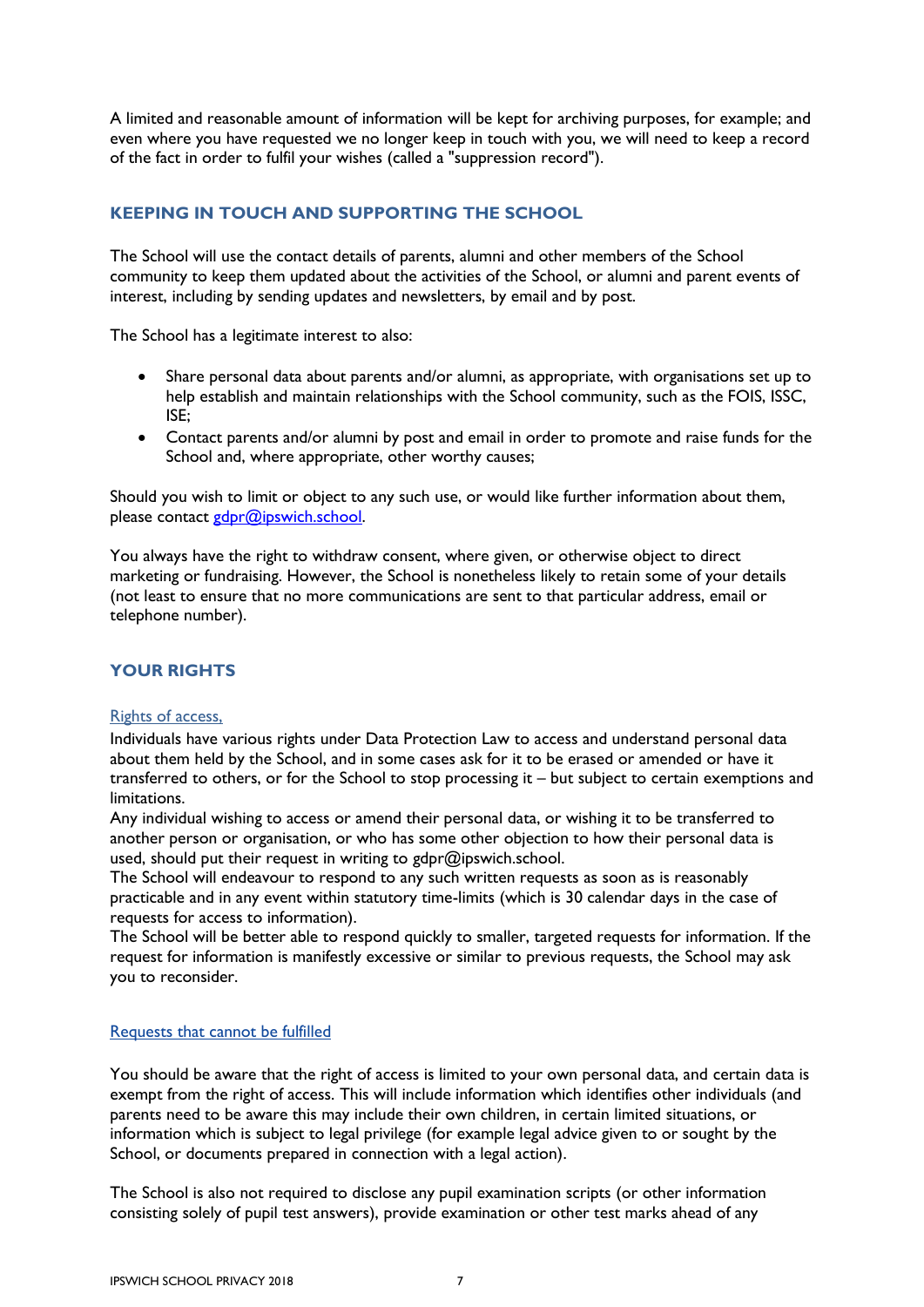A limited and reasonable amount of information will be kept for archiving purposes, for example; and even where you have requested we no longer keep in touch with you, we will need to keep a record of the fact in order to fulfil your wishes (called a "suppression record").

## KEEPING IN TOUCH AND SUPPORTING THE SCHOOL

The School will use the contact details of parents, alumni and other members of the School community to keep them updated about the activities of the School, or alumni and parent events of interest, including by sending updates and newsletters, by email and by post.

The School has a legitimate interest to also:

- Share personal data about parents and/or alumni, as appropriate, with organisations set up to help establish and maintain relationships with the School community, such as the FOIS, ISSC, ISE;
- Contact parents and/or alumni by post and email in order to promote and raise funds for the School and, where appropriate, other worthy causes;

Should you wish to limit or object to any such use, or would like further information about them, please contact gdpr@ipswich.school.

You always have the right to withdraw consent, where given, or otherwise object to direct marketing or fundraising. However, the School is nonetheless likely to retain some of your details (not least to ensure that no more communications are sent to that particular address, email or telephone number).

## YOUR RIGHTS

### Rights of access,

Individuals have various rights under Data Protection Law to access and understand personal data about them held by the School, and in some cases ask for it to be erased or amended or have it transferred to others, or for the School to stop processing it – but subject to certain exemptions and limitations.
Any individual wishing to access or amend their personal data, or wishing it to be transferred to another person or organisation, or who has some other objection to how their personal data is used, should put their request in writing to gdpr@ipswich.school.
The School will endeavour to respond to any such written requests as soon as is reasonably practicable and in any event within statutory time-limits (which is 30 calendar days in the case of requests for access to information).
The School will be better able to respond quickly to smaller, targeted requests for information. If the request for information is manifestly excessive or similar to previous requests, the School may ask you to reconsider.

### Requests that cannot be fulfilled

You should be aware that the right of access is limited to your own personal data, and certain data is exempt from the right of access. This will include information which identifies other individuals (and parents need to be aware this may include their own children, in certain limited situations, or information which is subject to legal privilege (for example legal advice given to or sought by the School, or documents prepared in connection with a legal action).

The School is also not required to disclose any pupil examination scripts (or other information consisting solely of pupil test answers), provide examination or other test marks ahead of any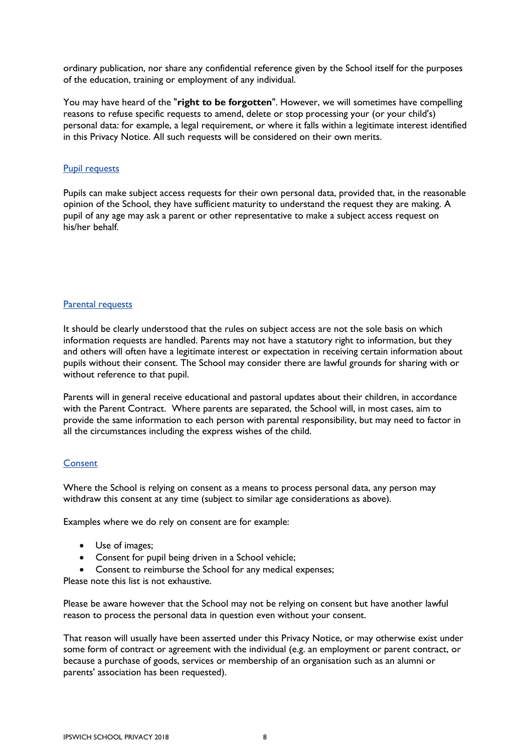ordinary publication, nor share any confidential reference given by the School itself for the purposes of the education, training or employment of any individual.

You may have heard of the "**right to be forgotten**". However, we will sometimes have compelling reasons to refuse specific requests to amend, delete or stop processing your (or your child's) personal data: for example, a legal requirement, or where it falls within a legitimate interest identified in this Privacy Notice. All such requests will be considered on their own merits.

### Pupil requests

Pupils can make subject access requests for their own personal data, provided that, in the reasonable opinion of the School, they have sufficient maturity to understand the request they are making. A pupil of any age may ask a parent or other representative to make a subject access request on his/her behalf.

### Parental requests

It should be clearly understood that the rules on subject access are not the sole basis on which information requests are handled. Parents may not have a statutory right to information, but they and others will often have a legitimate interest or expectation in receiving certain information about pupils without their consent. The School may consider there are lawful grounds for sharing with or without reference to that pupil.

Parents will in general receive educational and pastoral updates about their children, in accordance with the Parent Contract. Where parents are separated, the School will, in most cases, aim to provide the same information to each person with parental responsibility, but may need to factor in all the circumstances including the express wishes of the child.

### Consent

Where the School is relying on consent as a means to process personal data, any person may withdraw this consent at any time (subject to similar age considerations as above).

Examples where we do rely on consent are for example:

- Use of images;
- Consent for pupil being driven in a School vehicle;
- Consent to reimburse the School for any medical expenses;

Please note this list is not exhaustive.

Please be aware however that the School may not be relying on consent but have another lawful reason to process the personal data in question even without your consent.

That reason will usually have been asserted under this Privacy Notice, or may otherwise exist under some form of contract or agreement with the individual (e.g. an employment or parent contract, or because a purchase of goods, services or membership of an organisation such as an alumni or parents' association has been requested).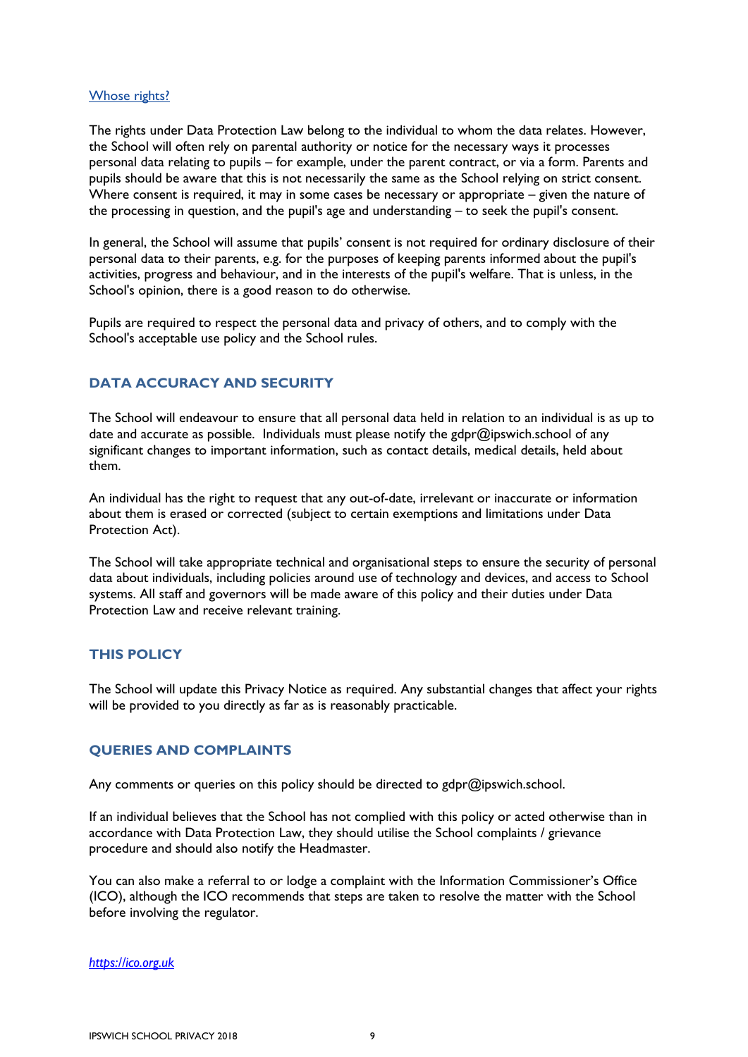### Whose rights?

The rights under Data Protection Law belong to the individual to whom the data relates. However, the School will often rely on parental authority or notice for the necessary ways it processes personal data relating to pupils – for example, under the parent contract, or via a form. Parents and pupils should be aware that this is not necessarily the same as the School relying on strict consent. Where consent is required, it may in some cases be necessary or appropriate – given the nature of the processing in question, and the pupil's age and understanding – to seek the pupil's consent.

In general, the School will assume that pupils' consent is not required for ordinary disclosure of their personal data to their parents, e.g. for the purposes of keeping parents informed about the pupil's activities, progress and behaviour, and in the interests of the pupil's welfare. That is unless, in the School's opinion, there is a good reason to do otherwise.

Pupils are required to respect the personal data and privacy of others, and to comply with the School's acceptable use policy and the School rules.

## DATA ACCURACY AND SECURITY

The School will endeavour to ensure that all personal data held in relation to an individual is as up to date and accurate as possible. Individuals must please notify the gdpr@ipswich.school of any significant changes to important information, such as contact details, medical details, held about them.

An individual has the right to request that any out-of-date, irrelevant or inaccurate or information about them is erased or corrected (subject to certain exemptions and limitations under Data Protection Act).

The School will take appropriate technical and organisational steps to ensure the security of personal data about individuals, including policies around use of technology and devices, and access to School systems. All staff and governors will be made aware of this policy and their duties under Data Protection Law and receive relevant training.

## THIS POLICY

The School will update this Privacy Notice as required. Any substantial changes that affect your rights will be provided to you directly as far as is reasonably practicable.

## QUERIES AND COMPLAINTS

Any comments or queries on this policy should be directed to gdpr@ipswich.school.

If an individual believes that the School has not complied with this policy or acted otherwise than in accordance with Data Protection Law, they should utilise the School complaints / grievance procedure and should also notify the Headmaster.

You can also make a referral to or lodge a complaint with the Information Commissioner's Office (ICO), although the ICO recommends that steps are taken to resolve the matter with the School before involving the regulator.

*https://ico.org.uk*